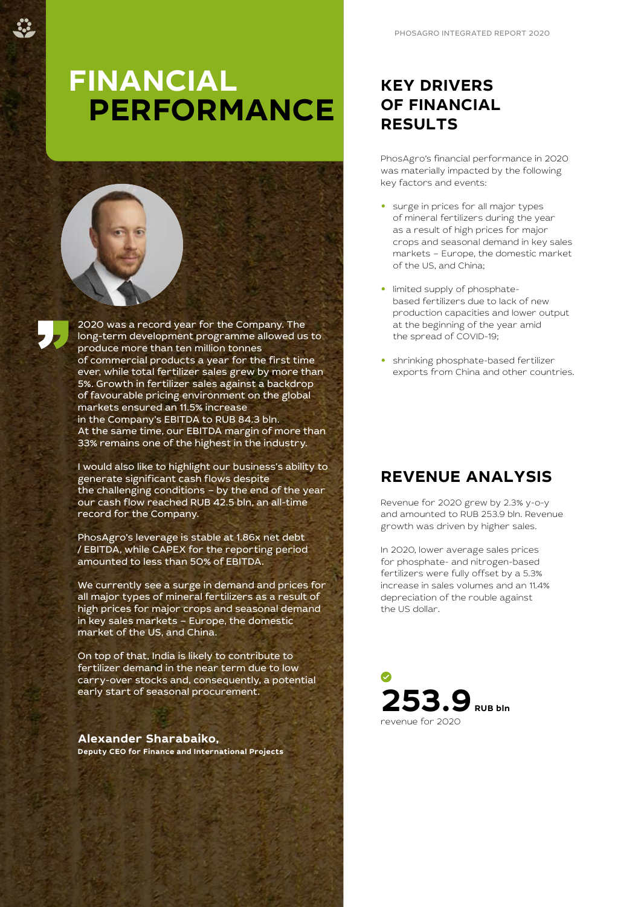# FINANCIAL PERFORMANCE

2020 was a record year for the Company. The long-term development programme allowed us to produce more than ten million tonnes of commercial products a year for the first time ever, while total fertilizer sales grew by more than 5%. Growth in fertilizer sales against a backdrop of favourable pricing environment on the global markets ensured an 11.5% increase in the Company's EBITDA to RUB 84.3 bln. At the same time, our EBITDA margin of more than 33% remains one of the highest in the industry.

I would also like to highlight our business's ability to generate significant cash flows despite the challenging conditions – by the end of the year our cash flow reached RUB 42.5 bln, an all-time record for the Company.

PhosAgro's leverage is stable at 1.86x net debt / EBITDA, while CAPEX for the reporting period amounted to less than 50% of EBITDA.

We currently see a surge in demand and prices for all major types of mineral fertilizers as a result of high prices for major crops and seasonal demand in key sales markets – Europe, the domestic market of the US, and China.

On top of that, India is likely to contribute to fertilizer demand in the near term due to low carry-over stocks and, consequently, a potential early start of seasonal procurement.

**Alexander Sharabaiko,**
**Deputy CEO for Finance and International Projects**

## KEY DRIVERS OF FINANCIAL RESULTS

PhosAgro's financial performance in 2020 was materially impacted by the following key factors and events:

- surge in prices for all major types of mineral fertilizers during the year as a result of high prices for major crops and seasonal demand in key sales markets – Europe, the domestic market of the US, and China;
- limited supply of phosphate-based fertilizers due to lack of new production capacities and lower output at the beginning of the year amid the spread of COVID-19;
- shrinking phosphate-based fertilizer exports from China and other countries.

## REVENUE ANALYSIS

Revenue for 2020 grew by 2.3% y-o-y and amounted to RUB 253.9 bln. Revenue growth was driven by higher sales.

In 2020, lower average sales prices for phosphate- and nitrogen-based fertilizers were fully offset by a 5.3% increase in sales volumes and an 11.4% depreciation of the rouble against the US dollar.

**253.9** RUB bln
revenue for 2020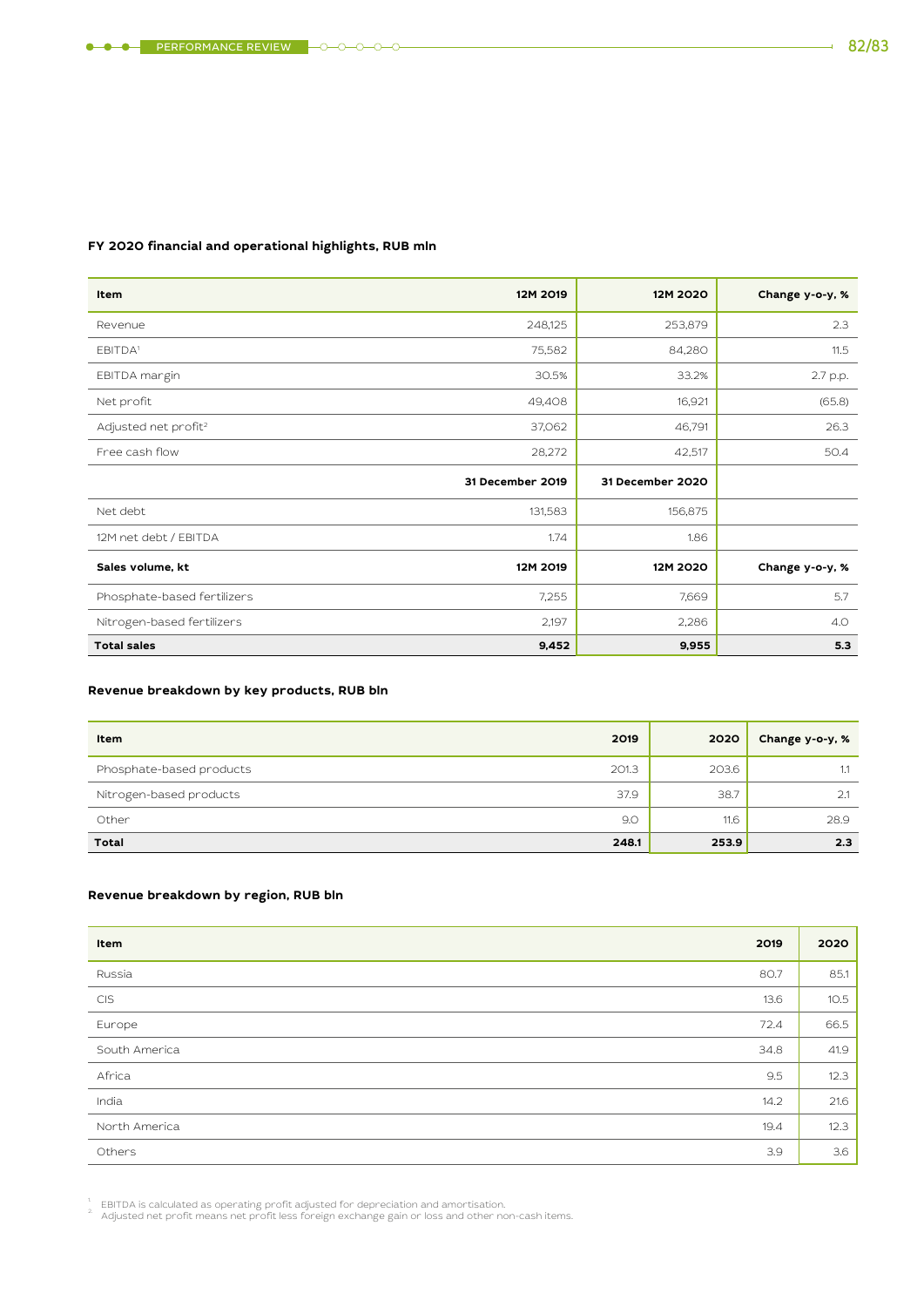### FY 2020 financial and operational highlights, RUB mln

| Item | 12M 2019 | 12M 2020 | Change y-o-y, % |
|---|---|---|---|
| Revenue | 248,125 | 253,879 | 2.3 |
| EBITDA[1] | 75,582 | 84,280 | 11.5 |
| EBITDA margin | 30.5% | 33.2% | 2.7 p.p. |
| Net profit | 49,408 | 16,921 | (65.8) |
| Adjusted net profit[2] | 37,062 | 46,791 | 26.3 |
| Free cash flow | 28,272 | 42,517 | 50.4 |
| | **31 December 2019** | **31 December 2020** | |
| Net debt | 131,583 | 156,875 | |
| 12M net debt / EBITDA | 1.74 | 1.86 | |
| **Sales volume, kt** | **12M 2019** | **12M 2020** | **Change y-o-y, %** |
| Phosphate-based fertilizers | 7,255 | 7,669 | 5.7 |
| Nitrogen-based fertilizers | 2,197 | 2,286 | 4.0 |
| **Total sales** | **9,452** | **9,955** | **5.3** |

### Revenue breakdown by key products, RUB bln

| Item | 2019 | 2020 | Change y-o-y, % |
|---|---|---|---|
| Phosphate-based products | 201.3 | 203.6 | 1.1 |
| Nitrogen-based products | 37.9 | 38.7 | 2.1 |
| Other | 9.0 | 11.6 | 28.9 |
| **Total** | **248.1** | **253.9** | **2.3** |

### Revenue breakdown by region, RUB bln

| Item | 2019 | 2020 |
|---|---|---|
| Russia | 80.7 | 85.1 |
| CIS | 13.6 | 10.5 |
| Europe | 72.4 | 66.5 |
| South America | 34.8 | 41.9 |
| Africa | 9.5 | 12.3 |
| India | 14.2 | 21.6 |
| North America | 19.4 | 12.3 |
| Others | 3.9 | 3.6 |

[1] EBITDA is calculated as operating profit adjusted for depreciation and amortisation.
[2] Adjusted net profit means net profit less foreign exchange gain or loss and other non-cash items.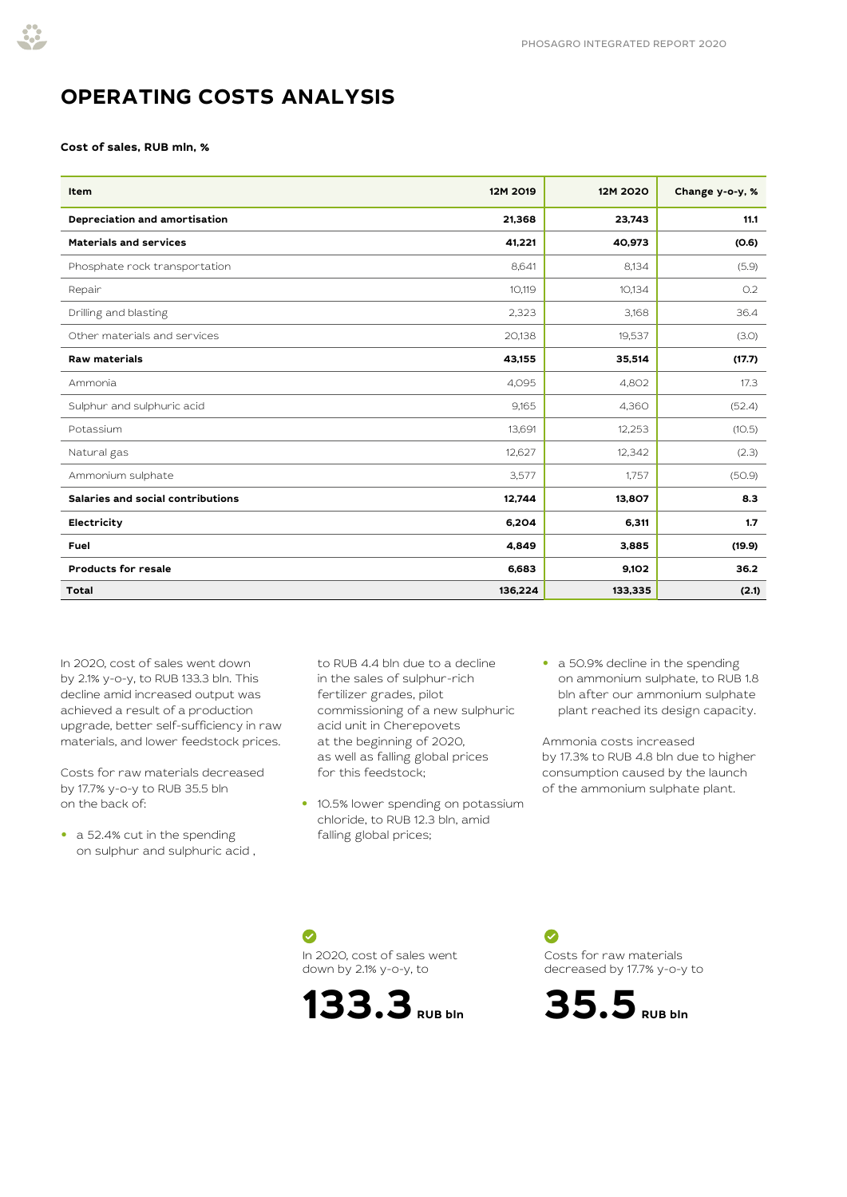# OPERATING COSTS ANALYSIS

**Cost of sales, RUB mln, %**

| Item | 12M 2019 | 12M 2020 | Change y-o-y, % |
|---|---|---|---|
| **Depreciation and amortisation** | **21,368** | **23,743** | **11.1** |
| **Materials and services** | **41,221** | **40,973** | **(0.6)** |
| Phosphate rock transportation | 8,641 | 8,134 | (5.9) |
| Repair | 10,119 | 10,134 | 0.2 |
| Drilling and blasting | 2,323 | 3,168 | 36.4 |
| Other materials and services | 20,138 | 19,537 | (3.0) |
| **Raw materials** | **43,155** | **35,514** | **(17.7)** |
| Ammonia | 4,095 | 4,802 | 17.3 |
| Sulphur and sulphuric acid | 9,165 | 4,360 | (52.4) |
| Potassium | 13,691 | 12,253 | (10.5) |
| Natural gas | 12,627 | 12,342 | (2.3) |
| Ammonium sulphate | 3,577 | 1,757 | (50.9) |
| **Salaries and social contributions** | **12,744** | **13,807** | **8.3** |
| **Electricity** | **6,204** | **6,311** | **1.7** |
| **Fuel** | **4,849** | **3,885** | **(19.9)** |
| **Products for resale** | **6,683** | **9,102** | **36.2** |
| **Total** | **136,224** | **133,335** | **(2.1)** |

In 2020, cost of sales went down by 2.1% y-o-y, to RUB 133.3 bln. This decline amid increased output was achieved as a result of a production upgrade, better self-sufficiency in raw materials, and lower feedstock prices.

Costs for raw materials decreased by 17.7% y-o-y to RUB 35.5 bln on the back of:

- a 52.4% cut in the spending on sulphur and sulphuric acid , to RUB 4.4 bln due to a decline in the sales of sulphur-rich fertilizer grades, pilot commissioning of a new sulphuric acid unit in Cherepovets at the beginning of 2020, as well as falling global prices for this feedstock;
- 10.5% lower spending on potassium chloride, to RUB 12.3 bln, amid falling global prices;
- a 50.9% decline in the spending on ammonium sulphate, to RUB 1.8 bln after our ammonium sulphate plant reached its design capacity.

Ammonia costs increased by 17.3% to RUB 4.8 bln due to higher consumption caused by the launch of the ammonium sulphate plant.

In 2020, cost of sales went down by 2.1% y-o-y, to

**133.3** RUB bln

Costs for raw materials decreased by 17.7% y-o-y to

**35.5** RUB bln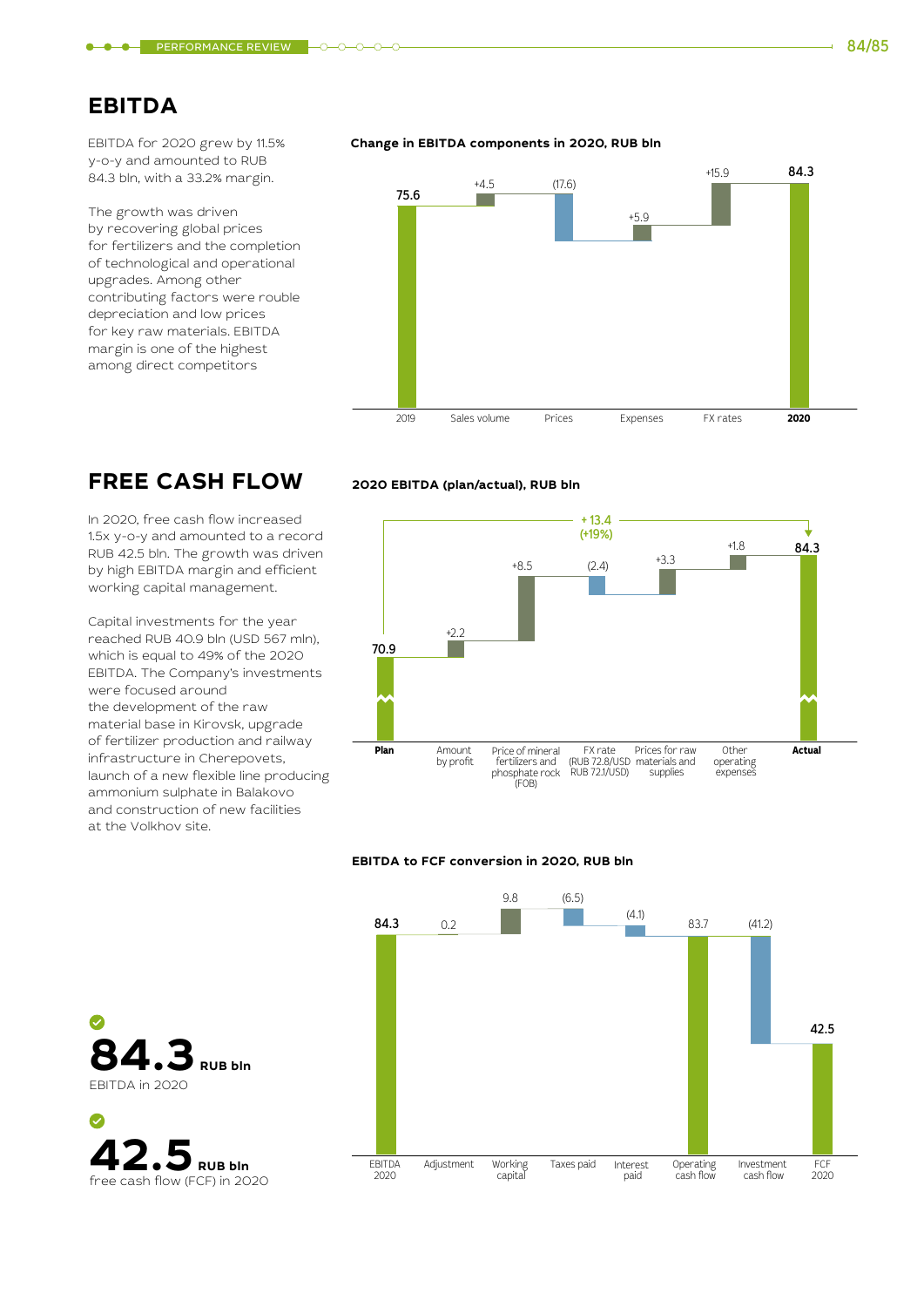# EBITDA

EBITDA for 2020 grew by 11.5% y-o-y and amounted to RUB 84.3 bln, with a 33.2% margin.

The growth was driven by recovering global prices for fertilizers and the completion of technological and operational upgrades. Among other contributing factors were rouble depreciation and low prices for key raw materials. EBITDA margin is one of the highest among direct competitors

**Change in EBITDA components in 2020, RUB bln**

| 2019 | Sales volume | Prices | Expenses | FX rates | **2020** |
|---|---|---|---|---|---|
| 75.6 | +4.5 | (17.6) | +5.9 | +15.9 | **84.3** |

# FREE CASH FLOW

In 2020, free cash flow increased 1.5x y-o-y and amounted to a record RUB 42.5 bln. The growth was driven by high EBITDA margin and efficient working capital management.

Capital investments for the year reached RUB 40.9 bln (USD 567 mln), which is equal to 49% of the 2020 EBITDA. The Company's investments were focused around the development of the raw material base in Kirovsk, upgrade of fertilizer production and railway infrastructure in Cherepovets, launch of a new flexible line producing ammonium sulphate in Balakovo and construction of new facilities at the Volkhov site.

**2020 EBITDA (plan/actual), RUB bln**

| **Plan** | Amount by profit | Price of mineral fertilizers and phosphate rock (FOB) | FX rate (RUB 72.8/USD RUB 72.1/USD) | Prices for raw materials and supplies | Other operating expenses | **Actual** |
|---|---|---|---|---|---|---|
| 70.9 | +2.2 | +8.5 | (2.4) | +3.3 | +1.8 | 84.3 |

Total change: + 13.4 (+19%)

**EBITDA to FCF conversion in 2020, RUB bln**

| EBITDA 2020 | Adjustment | Working capital | Taxes paid | Interest paid | Operating cash flow | Investment cash flow | FCF 2020 |
|---|---|---|---|---|---|---|---|
| 84.3 | 0.2 | 9.8 | (6.5) | (4.1) | 83.7 | (41.2) | 42.5 |

**84.3** RUB bln
EBITDA in 2020

**42.5** RUB bln
free cash flow (FCF) in 2020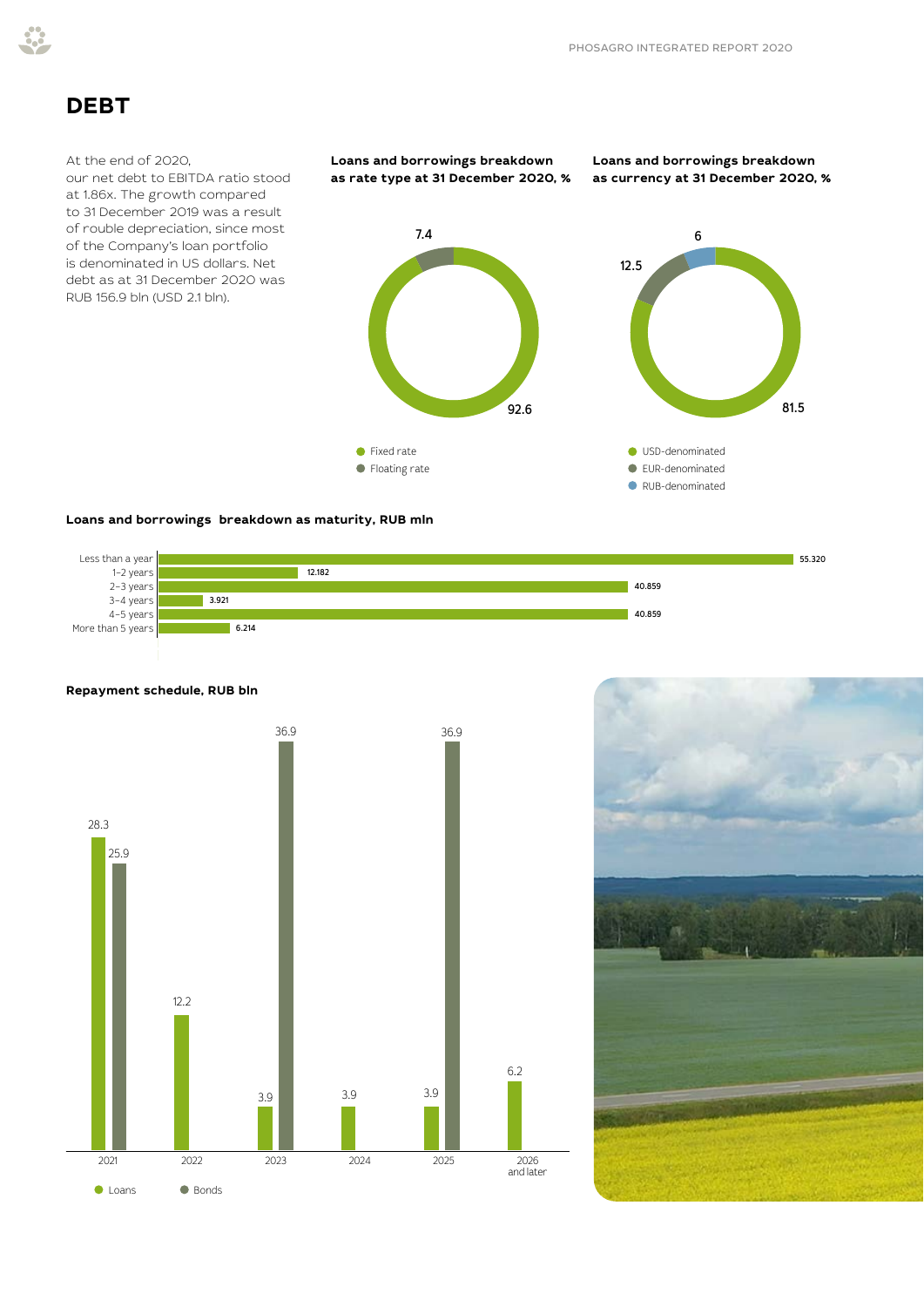# DEBT

At the end of 2020, our net debt to EBITDA ratio stood at 1.86x. The growth compared to 31 December 2019 was a result of rouble depreciation, since most of the Company's loan portfolio is denominated in US dollars. Net debt as at 31 December 2020 was RUB 156.9 bln (USD 2.1 bln).

**Loans and borrowings breakdown as rate type at 31 December 2020, %**

| Rate type | % |
|---|---|
| Fixed rate | 92.6 |
| Floating rate | 7.4 |

**Loans and borrowings breakdown as currency at 31 December 2020, %**

| Currency | % |
|---|---|
| USD-denominated | 81.5 |
| EUR-denominated | 12.5 |
| RUB-denominated | 6 |

**Loans and borrowings breakdown as maturity, RUB mln**

| Maturity | RUB mln |
|---|---|
| Less than a year | 55.320 |
| 1–2 years | 12.182 |
| 2–3 years | 40.859 |
| 3–4 years | 3.921 |
| 4–5 years | 40.859 |
| More than 5 years | 6.214 |

**Repayment schedule, RUB bln**

| Year | Loans | Bonds |
|---|---|---|
| 2021 | 28.3 | 25.9 |
| 2022 | 12.2 | |
| 2023 | 3.9 | 36.9 |
| 2024 | 3.9 | |
| 2025 | 3.9 | 36.9 |
| 2026 and later | 6.2 | |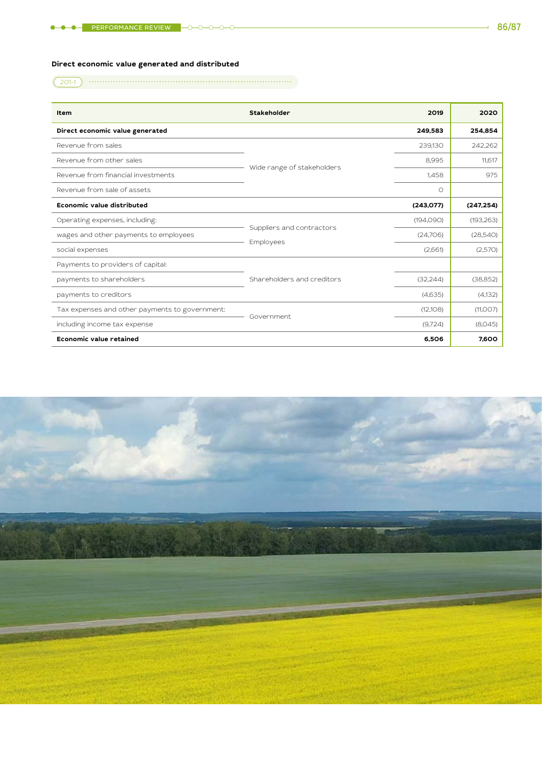### Direct economic value generated and distributed

201-1

| Item | Stakeholder | 2019 | 2020 |
|---|---|---|---|
| **Direct economic value generated** | | **249,583** | **254,854** |
| Revenue from sales | Wide range of stakeholders | 239,130 | 242,262 |
| Revenue from other sales | | 8,995 | 11,617 |
| Revenue from financial investments | | 1,458 | 975 |
| Revenue from sale of assets | | 0 | |
| **Economic value distributed** | | **(243,077)** | **(247,254)** |
| Operating expenses, including: | Suppliers and contractors Employees | (194,090) | (193,263) |
| wages and other payments to employees | | (24,706) | (28,540) |
| social expenses | | (2,661) | (2,570) |
| Payments to providers of capital: | Shareholders and creditors | | |
| payments to shareholders | | (32,244) | (38,852) |
| payments to creditors | | (4,635) | (4,132) |
| Tax expenses and other payments to government: | Government | (12,108) | (11,007) |
| including income tax expense | | (9,724) | (8,045) |
| **Economic value retained** | | **6,506** | **7,600** |